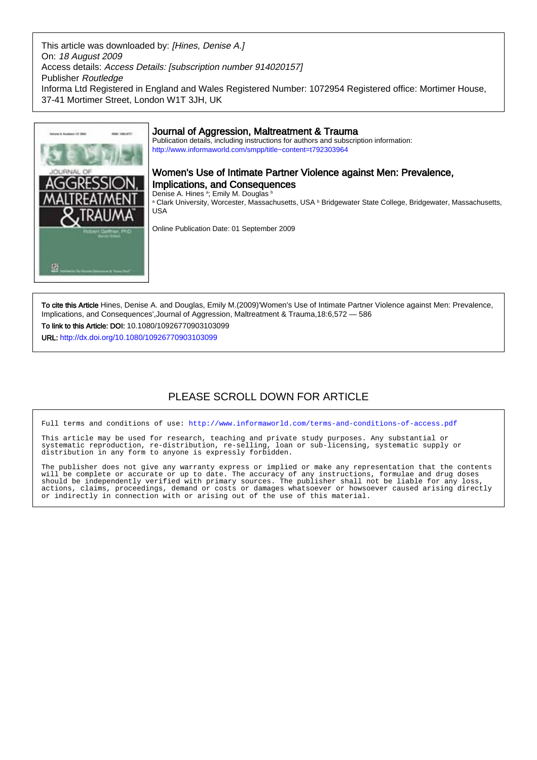This article was downloaded by: *[Hines, Denise A.]*
On: *18 August 2009*
Access details: *Access Details: [subscription number 914020157]*
Publisher *Routledge*
Informa Ltd Registered in England and Wales Registered Number: 1072954 Registered office: Mortimer House, 37-41 Mortimer Street, London W1T 3JH, UK

# Journal of Aggression, Maltreatment & Trauma

Publication details, including instructions for authors and subscription information:
http://www.informaworld.com/smpp/title~content=t792303964

## Women's Use of Intimate Partner Violence against Men: Prevalence, Implications, and Consequences

Denise A. Hines [a]; Emily M. Douglas [b]

[a] Clark University, Worcester, Massachusetts, USA [b] Bridgewater State College, Bridgewater, Massachusetts, USA

Online Publication Date: 01 September 2009

**To cite this Article** Hines, Denise A. and Douglas, Emily M.(2009)'Women's Use of Intimate Partner Violence against Men: Prevalence, Implications, and Consequences',Journal of Aggression, Maltreatment & Trauma,18:6,572 — 586

**To link to this Article: DOI:** 10.1080/10926770903103099

**URL:** http://dx.doi.org/10.1080/10926770903103099

PLEASE SCROLL DOWN FOR ARTICLE

Full terms and conditions of use: http://www.informaworld.com/terms-and-conditions-of-access.pdf

This article may be used for research, teaching and private study purposes. Any substantial or systematic reproduction, re-distribution, re-selling, loan or sub-licensing, systematic supply or distribution in any form to anyone is expressly forbidden.

The publisher does not give any warranty express or implied or make any representation that the contents will be complete or accurate or up to date. The accuracy of any instructions, formulae and drug doses should be independently verified with primary sources. The publisher shall not be liable for any loss, actions, claims, proceedings, demand or costs or damages whatsoever or howsoever caused arising directly or indirectly in connection with or arising out of the use of this material.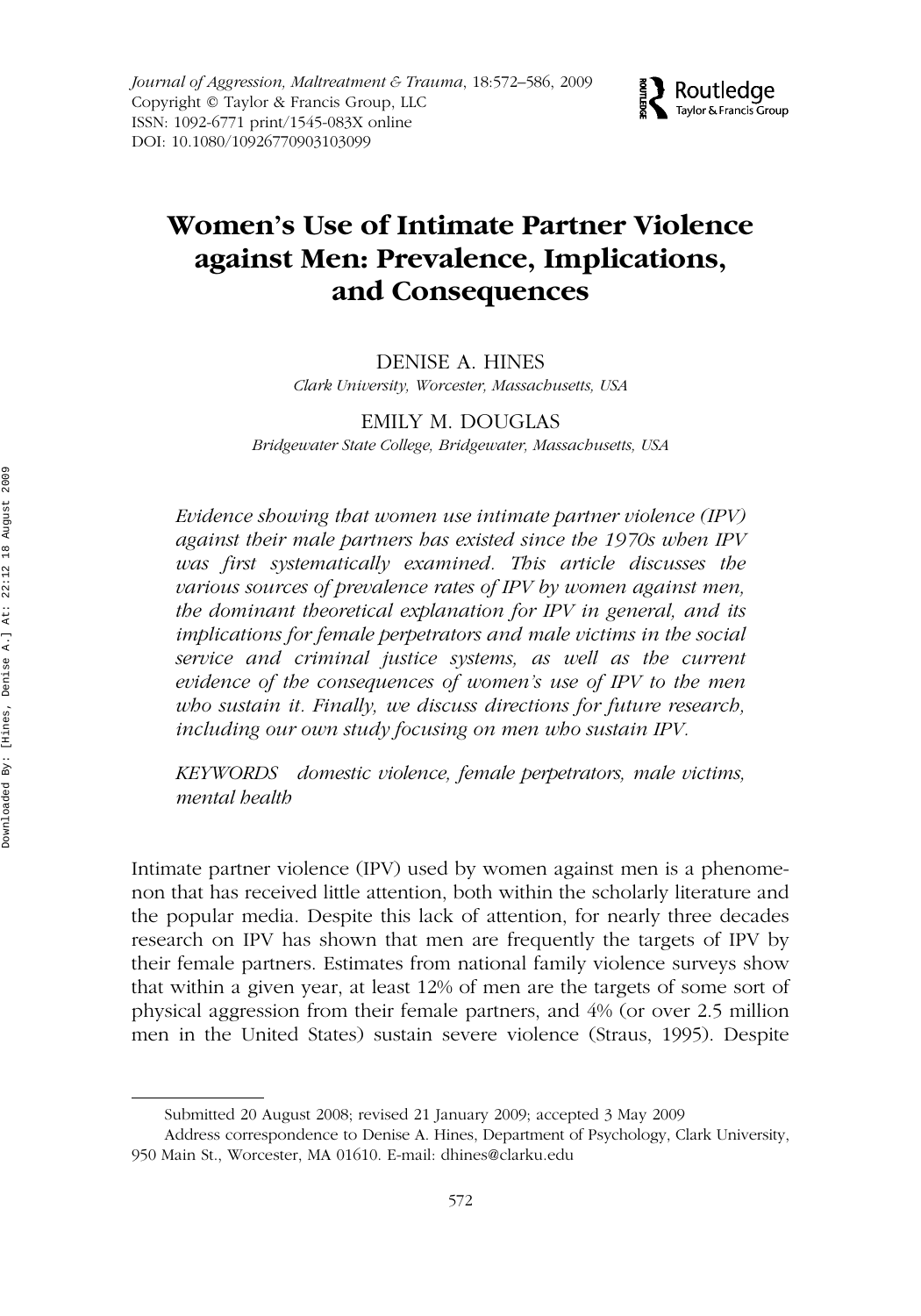# Women's Use of Intimate Partner Violence against Men: Prevalence, Implications, and Consequences

DENISE A. HINES

*Clark University, Worcester, Massachusetts, USA*

EMILY M. DOUGLAS

*Bridgewater State College, Bridgewater, Massachusetts, USA*

*Evidence showing that women use intimate partner violence (IPV) against their male partners has existed since the 1970s when IPV was first systematically examined. This article discusses the various sources of prevalence rates of IPV by women against men, the dominant theoretical explanation for IPV in general, and its implications for female perpetrators and male victims in the social service and criminal justice systems, as well as the current evidence of the consequences of women's use of IPV to the men who sustain it. Finally, we discuss directions for future research, including our own study focusing on men who sustain IPV.*

*KEYWORDS* *domestic violence, female perpetrators, male victims, mental health*

Intimate partner violence (IPV) used by women against men is a phenomenon that has received little attention, both within the scholarly literature and the popular media. Despite this lack of attention, for nearly three decades research on IPV has shown that men are frequently the targets of IPV by their female partners. Estimates from national family violence surveys show that within a given year, at least 12% of men are the targets of some sort of physical aggression from their female partners, and 4% (or over 2.5 million men in the United States) sustain severe violence (Straus, 1995). Despite

Submitted 20 August 2008; revised 21 January 2009; accepted 3 May 2009

Address correspondence to Denise A. Hines, Department of Psychology, Clark University, 950 Main St., Worcester, MA 01610. E-mail: dhines@clarku.edu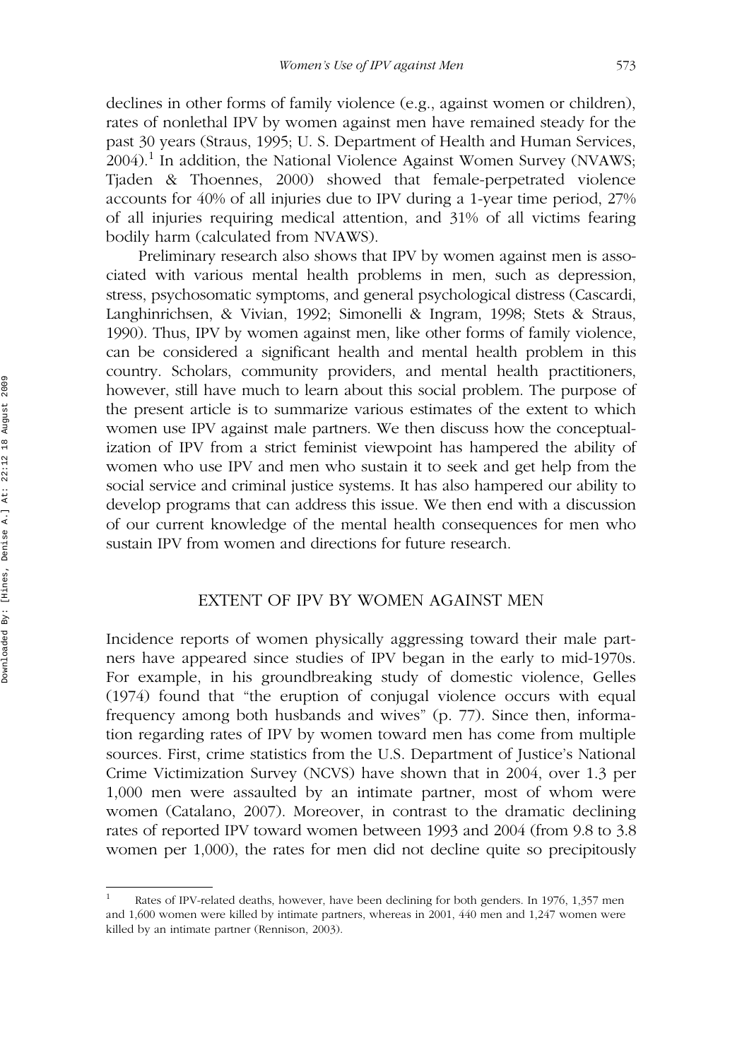declines in other forms of family violence (e.g., against women or children), rates of nonlethal IPV by women against men have remained steady for the past 30 years (Straus, 1995; U. S. Department of Health and Human Services, 2004).[1] In addition, the National Violence Against Women Survey (NVAWS; Tjaden & Thoennes, 2000) showed that female-perpetrated violence accounts for 40% of all injuries due to IPV during a 1-year time period, 27% of all injuries requiring medical attention, and 31% of all victims fearing bodily harm (calculated from NVAWS).

Preliminary research also shows that IPV by women against men is associated with various mental health problems in men, such as depression, stress, psychosomatic symptoms, and general psychological distress (Cascardi, Langhinrichsen, & Vivian, 1992; Simonelli & Ingram, 1998; Stets & Straus, 1990). Thus, IPV by women against men, like other forms of family violence, can be considered a significant health and mental health problem in this country. Scholars, community providers, and mental health practitioners, however, still have much to learn about this social problem. The purpose of the present article is to summarize various estimates of the extent to which women use IPV against male partners. We then discuss how the conceptualization of IPV from a strict feminist viewpoint has hampered the ability of women who use IPV and men who sustain it to seek and get help from the social service and criminal justice systems. It has also hampered our ability to develop programs that can address this issue. We then end with a discussion of our current knowledge of the mental health consequences for men who sustain IPV from women and directions for future research.

## EXTENT OF IPV BY WOMEN AGAINST MEN

Incidence reports of women physically aggressing toward their male partners have appeared since studies of IPV began in the early to mid-1970s. For example, in his groundbreaking study of domestic violence, Gelles (1974) found that "the eruption of conjugal violence occurs with equal frequency among both husbands and wives" (p. 77). Since then, information regarding rates of IPV by women toward men has come from multiple sources. First, crime statistics from the U.S. Department of Justice's National Crime Victimization Survey (NCVS) have shown that in 2004, over 1.3 per 1,000 men were assaulted by an intimate partner, most of whom were women (Catalano, 2007). Moreover, in contrast to the dramatic declining rates of reported IPV toward women between 1993 and 2004 (from 9.8 to 3.8 women per 1,000), the rates for men did not decline quite so precipitously

[1] Rates of IPV-related deaths, however, have been declining for both genders. In 1976, 1,357 men and 1,600 women were killed by intimate partners, whereas in 2001, 440 men and 1,247 women were killed by an intimate partner (Rennison, 2003).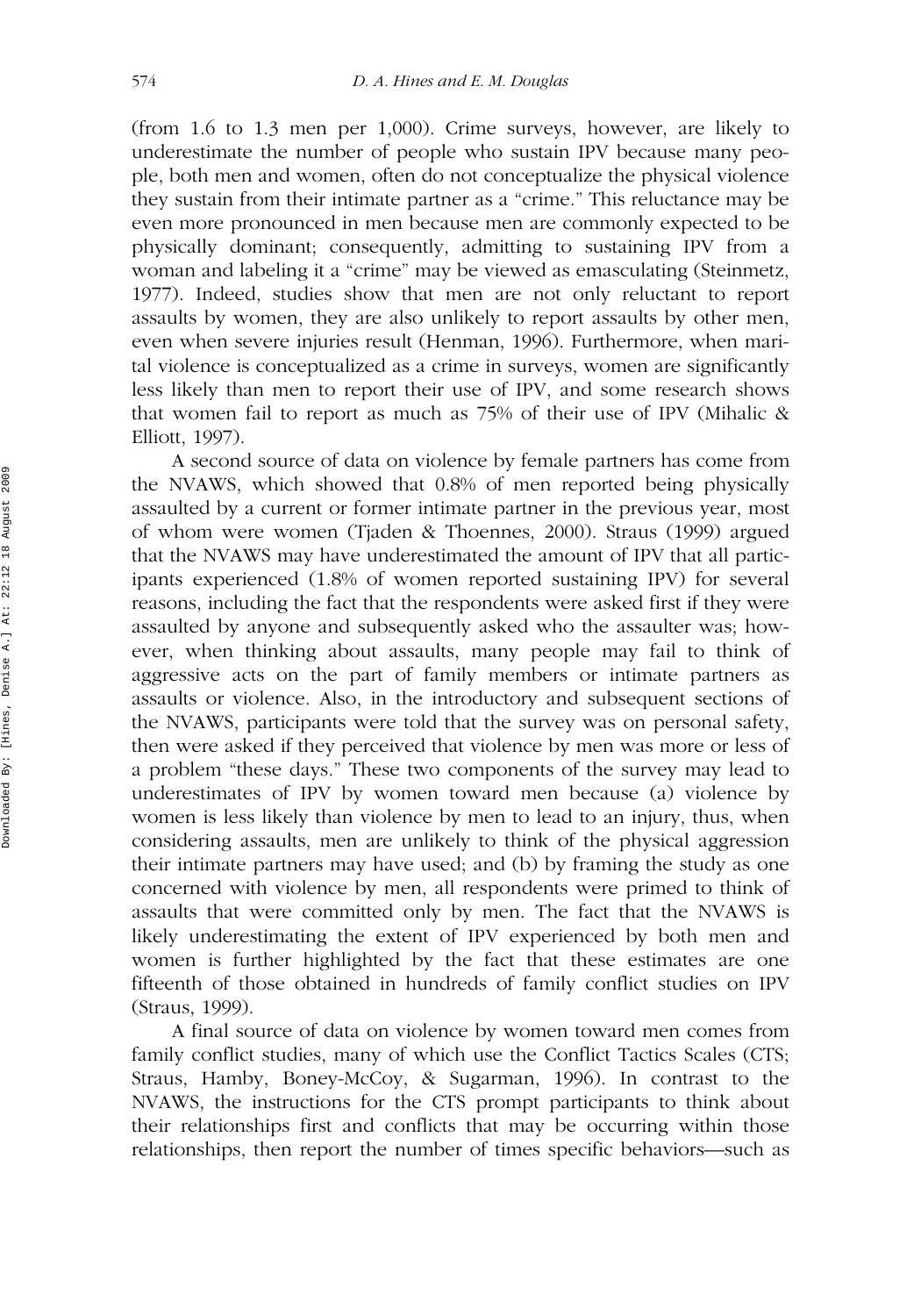(from 1.6 to 1.3 men per 1,000). Crime surveys, however, are likely to underestimate the number of people who sustain IPV because many people, both men and women, often do not conceptualize the physical violence they sustain from their intimate partner as a "crime." This reluctance may be even more pronounced in men because men are commonly expected to be physically dominant; consequently, admitting to sustaining IPV from a woman and labeling it a "crime" may be viewed as emasculating (Steinmetz, 1977). Indeed, studies show that men are not only reluctant to report assaults by women, they are also unlikely to report assaults by other men, even when severe injuries result (Henman, 1996). Furthermore, when marital violence is conceptualized as a crime in surveys, women are significantly less likely than men to report their use of IPV, and some research shows that women fail to report as much as 75% of their use of IPV (Mihalic & Elliott, 1997).

A second source of data on violence by female partners has come from the NVAWS, which showed that 0.8% of men reported being physically assaulted by a current or former intimate partner in the previous year, most of whom were women (Tjaden & Thoennes, 2000). Straus (1999) argued that the NVAWS may have underestimated the amount of IPV that all participants experienced (1.8% of women reported sustaining IPV) for several reasons, including the fact that the respondents were asked first if they were assaulted by anyone and subsequently asked who the assaulter was; however, when thinking about assaults, many people may fail to think of aggressive acts on the part of family members or intimate partners as assaults or violence. Also, in the introductory and subsequent sections of the NVAWS, participants were told that the survey was on personal safety, then were asked if they perceived that violence by men was more or less of a problem "these days." These two components of the survey may lead to underestimates of IPV by women toward men because (a) violence by women is less likely than violence by men to lead to an injury, thus, when considering assaults, men are unlikely to think of the physical aggression their intimate partners may have used; and (b) by framing the study as one concerned with violence by men, all respondents were primed to think of assaults that were committed only by men. The fact that the NVAWS is likely underestimating the extent of IPV experienced by both men and women is further highlighted by the fact that these estimates are one fifteenth of those obtained in hundreds of family conflict studies on IPV (Straus, 1999).

A final source of data on violence by women toward men comes from family conflict studies, many of which use the Conflict Tactics Scales (CTS; Straus, Hamby, Boney-McCoy, & Sugarman, 1996). In contrast to the NVAWS, the instructions for the CTS prompt participants to think about their relationships first and conflicts that may be occurring within those relationships, then report the number of times specific behaviors—such as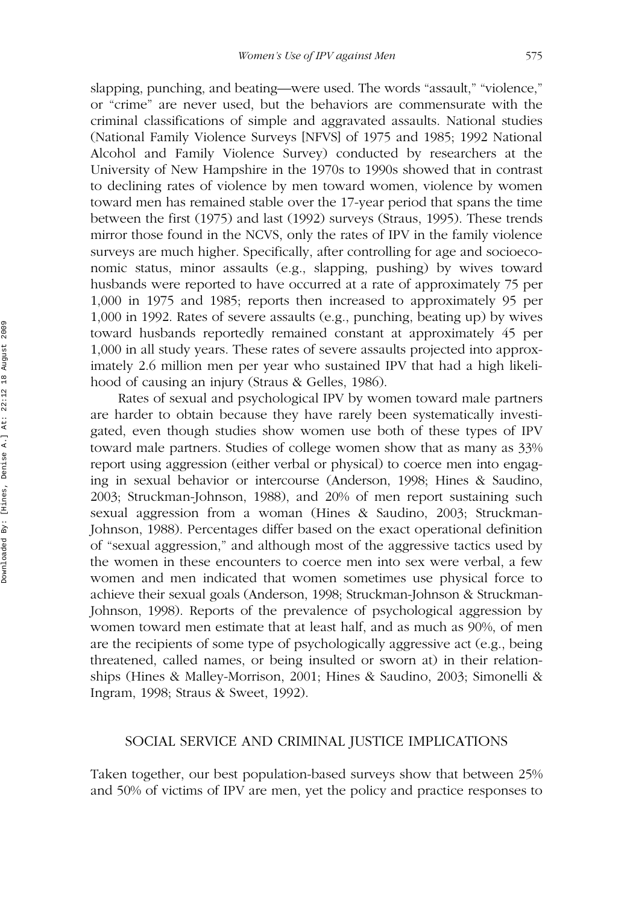slapping, punching, and beating—were used. The words "assault," "violence," or "crime" are never used, but the behaviors are commensurate with the criminal classifications of simple and aggravated assaults. National studies (National Family Violence Surveys [NFVS] of 1975 and 1985; 1992 National Alcohol and Family Violence Survey) conducted by researchers at the University of New Hampshire in the 1970s to 1990s showed that in contrast to declining rates of violence by men toward women, violence by women toward men has remained stable over the 17-year period that spans the time between the first (1975) and last (1992) surveys (Straus, 1995). These trends mirror those found in the NCVS, only the rates of IPV in the family violence surveys are much higher. Specifically, after controlling for age and socioeconomic status, minor assaults (e.g., slapping, pushing) by wives toward husbands were reported to have occurred at a rate of approximately 75 per 1,000 in 1975 and 1985; reports then increased to approximately 95 per 1,000 in 1992. Rates of severe assaults (e.g., punching, beating up) by wives toward husbands reportedly remained constant at approximately 45 per 1,000 in all study years. These rates of severe assaults projected into approximately 2.6 million men per year who sustained IPV that had a high likelihood of causing an injury (Straus & Gelles, 1986).

Rates of sexual and psychological IPV by women toward male partners are harder to obtain because they have rarely been systematically investigated, even though studies show women use both of these types of IPV toward male partners. Studies of college women show that as many as 33% report using aggression (either verbal or physical) to coerce men into engaging in sexual behavior or intercourse (Anderson, 1998; Hines & Saudino, 2003; Struckman-Johnson, 1988), and 20% of men report sustaining such sexual aggression from a woman (Hines & Saudino, 2003; Struckman-Johnson, 1988). Percentages differ based on the exact operational definition of "sexual aggression," and although most of the aggressive tactics used by the women in these encounters to coerce men into sex were verbal, a few women and men indicated that women sometimes use physical force to achieve their sexual goals (Anderson, 1998; Struckman-Johnson & Struckman-Johnson, 1998). Reports of the prevalence of psychological aggression by women toward men estimate that at least half, and as much as 90%, of men are the recipients of some type of psychologically aggressive act (e.g., being threatened, called names, or being insulted or sworn at) in their relationships (Hines & Malley-Morrison, 2001; Hines & Saudino, 2003; Simonelli & Ingram, 1998; Straus & Sweet, 1992).

## SOCIAL SERVICE AND CRIMINAL JUSTICE IMPLICATIONS

Taken together, our best population-based surveys show that between 25% and 50% of victims of IPV are men, yet the policy and practice responses to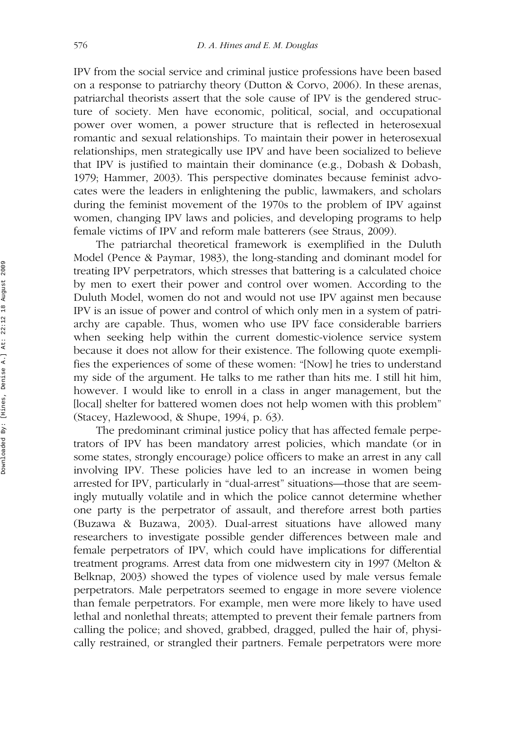IPV from the social service and criminal justice professions have been based on a response to patriarchy theory (Dutton & Corvo, 2006). In these arenas, patriarchal theorists assert that the sole cause of IPV is the gendered structure of society. Men have economic, political, social, and occupational power over women, a power structure that is reflected in heterosexual romantic and sexual relationships. To maintain their power in heterosexual relationships, men strategically use IPV and have been socialized to believe that IPV is justified to maintain their dominance (e.g., Dobash & Dobash, 1979; Hammer, 2003). This perspective dominates because feminist advocates were the leaders in enlightening the public, lawmakers, and scholars during the feminist movement of the 1970s to the problem of IPV against women, changing IPV laws and policies, and developing programs to help female victims of IPV and reform male batterers (see Straus, 2009).

The patriarchal theoretical framework is exemplified in the Duluth Model (Pence & Paymar, 1983), the long-standing and dominant model for treating IPV perpetrators, which stresses that battering is a calculated choice by men to exert their power and control over women. According to the Duluth Model, women do not and would not use IPV against men because IPV is an issue of power and control of which only men in a system of patriarchy are capable. Thus, women who use IPV face considerable barriers when seeking help within the current domestic-violence service system because it does not allow for their existence. The following quote exemplifies the experiences of some of these women: "[Now] he tries to understand my side of the argument. He talks to me rather than hits me. I still hit him, however. I would like to enroll in a class in anger management, but the [local] shelter for battered women does not help women with this problem" (Stacey, Hazlewood, & Shupe, 1994, p. 63).

The predominant criminal justice policy that has affected female perpetrators of IPV has been mandatory arrest policies, which mandate (or in some states, strongly encourage) police officers to make an arrest in any call involving IPV. These policies have led to an increase in women being arrested for IPV, particularly in "dual-arrest" situations—those that are seemingly mutually volatile and in which the police cannot determine whether one party is the perpetrator of assault, and therefore arrest both parties (Buzawa & Buzawa, 2003). Dual-arrest situations have allowed many researchers to investigate possible gender differences between male and female perpetrators of IPV, which could have implications for differential treatment programs. Arrest data from one midwestern city in 1997 (Melton & Belknap, 2003) showed the types of violence used by male versus female perpetrators. Male perpetrators seemed to engage in more severe violence than female perpetrators. For example, men were more likely to have used lethal and nonlethal threats; attempted to prevent their female partners from calling the police; and shoved, grabbed, dragged, pulled the hair of, physically restrained, or strangled their partners. Female perpetrators were more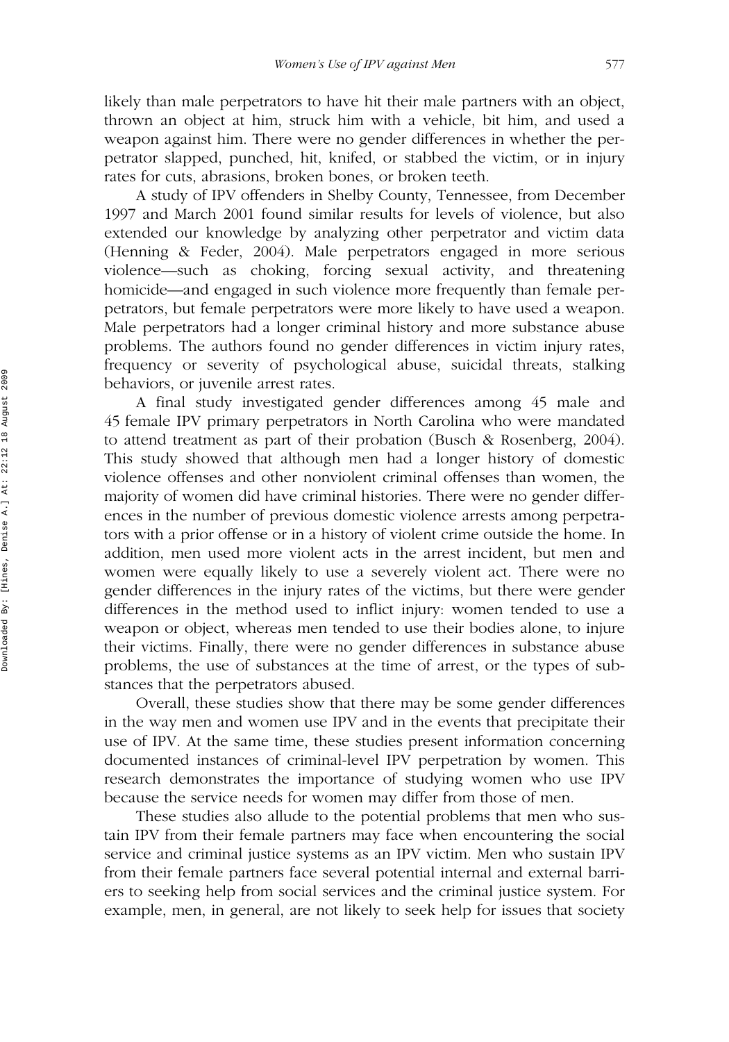likely than male perpetrators to have hit their male partners with an object, thrown an object at him, struck him with a vehicle, bit him, and used a weapon against him. There were no gender differences in whether the perpetrator slapped, punched, hit, knifed, or stabbed the victim, or in injury rates for cuts, abrasions, broken bones, or broken teeth.

A study of IPV offenders in Shelby County, Tennessee, from December 1997 and March 2001 found similar results for levels of violence, but also extended our knowledge by analyzing other perpetrator and victim data (Henning & Feder, 2004). Male perpetrators engaged in more serious violence—such as choking, forcing sexual activity, and threatening homicide—and engaged in such violence more frequently than female perpetrators, but female perpetrators were more likely to have used a weapon. Male perpetrators had a longer criminal history and more substance abuse problems. The authors found no gender differences in victim injury rates, frequency or severity of psychological abuse, suicidal threats, stalking behaviors, or juvenile arrest rates.

A final study investigated gender differences among 45 male and 45 female IPV primary perpetrators in North Carolina who were mandated to attend treatment as part of their probation (Busch & Rosenberg, 2004). This study showed that although men had a longer history of domestic violence offenses and other nonviolent criminal offenses than women, the majority of women did have criminal histories. There were no gender differences in the number of previous domestic violence arrests among perpetrators with a prior offense or in a history of violent crime outside the home. In addition, men used more violent acts in the arrest incident, but men and women were equally likely to use a severely violent act. There were no gender differences in the injury rates of the victims, but there were gender differences in the method used to inflict injury: women tended to use a weapon or object, whereas men tended to use their bodies alone, to injure their victims. Finally, there were no gender differences in substance abuse problems, the use of substances at the time of arrest, or the types of substances that the perpetrators abused.

Overall, these studies show that there may be some gender differences in the way men and women use IPV and in the events that precipitate their use of IPV. At the same time, these studies present information concerning documented instances of criminal-level IPV perpetration by women. This research demonstrates the importance of studying women who use IPV because the service needs for women may differ from those of men.

These studies also allude to the potential problems that men who sustain IPV from their female partners may face when encountering the social service and criminal justice systems as an IPV victim. Men who sustain IPV from their female partners face several potential internal and external barriers to seeking help from social services and the criminal justice system. For example, men, in general, are not likely to seek help for issues that society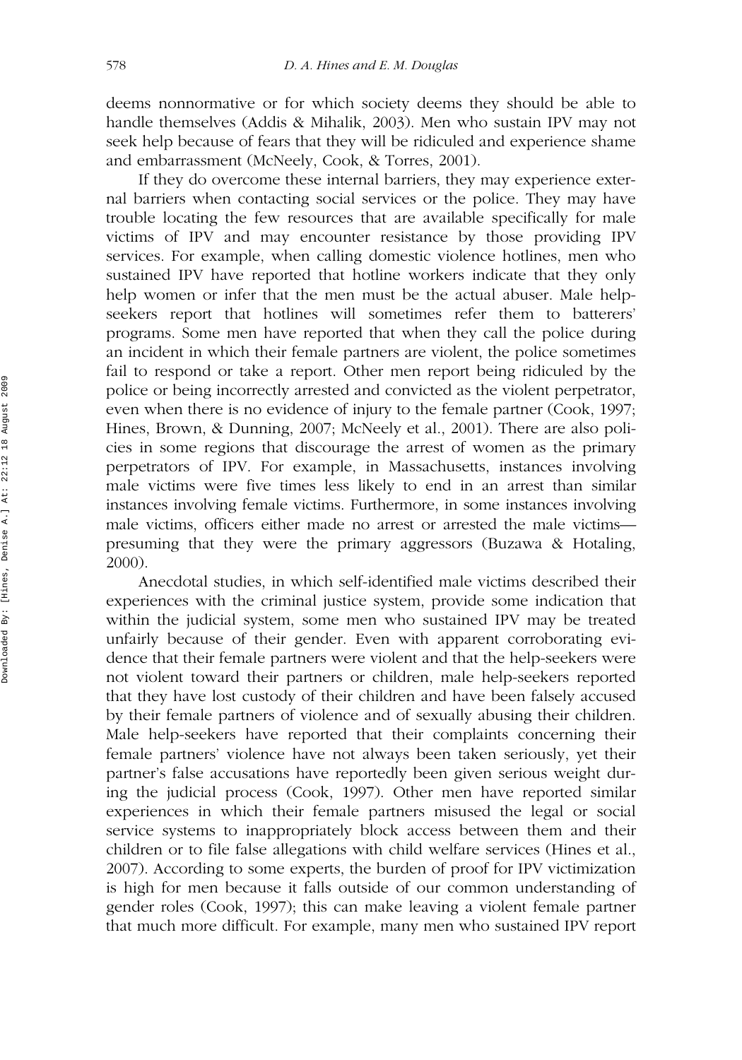deems nonnormative or for which society deems they should be able to handle themselves (Addis & Mihalik, 2003). Men who sustain IPV may not seek help because of fears that they will be ridiculed and experience shame and embarrassment (McNeely, Cook, & Torres, 2001).

If they do overcome these internal barriers, they may experience external barriers when contacting social services or the police. They may have trouble locating the few resources that are available specifically for male victims of IPV and may encounter resistance by those providing IPV services. For example, when calling domestic violence hotlines, men who sustained IPV have reported that hotline workers indicate that they only help women or infer that the men must be the actual abuser. Male help-seekers report that hotlines will sometimes refer them to batterers' programs. Some men have reported that when they call the police during an incident in which their female partners are violent, the police sometimes fail to respond or take a report. Other men report being ridiculed by the police or being incorrectly arrested and convicted as the violent perpetrator, even when there is no evidence of injury to the female partner (Cook, 1997; Hines, Brown, & Dunning, 2007; McNeely et al., 2001). There are also policies in some regions that discourage the arrest of women as the primary perpetrators of IPV. For example, in Massachusetts, instances involving male victims were five times less likely to end in an arrest than similar instances involving female victims. Furthermore, in some instances involving male victims, officers either made no arrest or arrested the male victims—presuming that they were the primary aggressors (Buzawa & Hotaling, 2000).

Anecdotal studies, in which self-identified male victims described their experiences with the criminal justice system, provide some indication that within the judicial system, some men who sustained IPV may be treated unfairly because of their gender. Even with apparent corroborating evidence that their female partners were violent and that the help-seekers were not violent toward their partners or children, male help-seekers reported that they have lost custody of their children and have been falsely accused by their female partners of violence and of sexually abusing their children. Male help-seekers have reported that their complaints concerning their female partners' violence have not always been taken seriously, yet their partner's false accusations have reportedly been given serious weight during the judicial process (Cook, 1997). Other men have reported similar experiences in which their female partners misused the legal or social service systems to inappropriately block access between them and their children or to file false allegations with child welfare services (Hines et al., 2007). According to some experts, the burden of proof for IPV victimization is high for men because it falls outside of our common understanding of gender roles (Cook, 1997); this can make leaving a violent female partner that much more difficult. For example, many men who sustained IPV report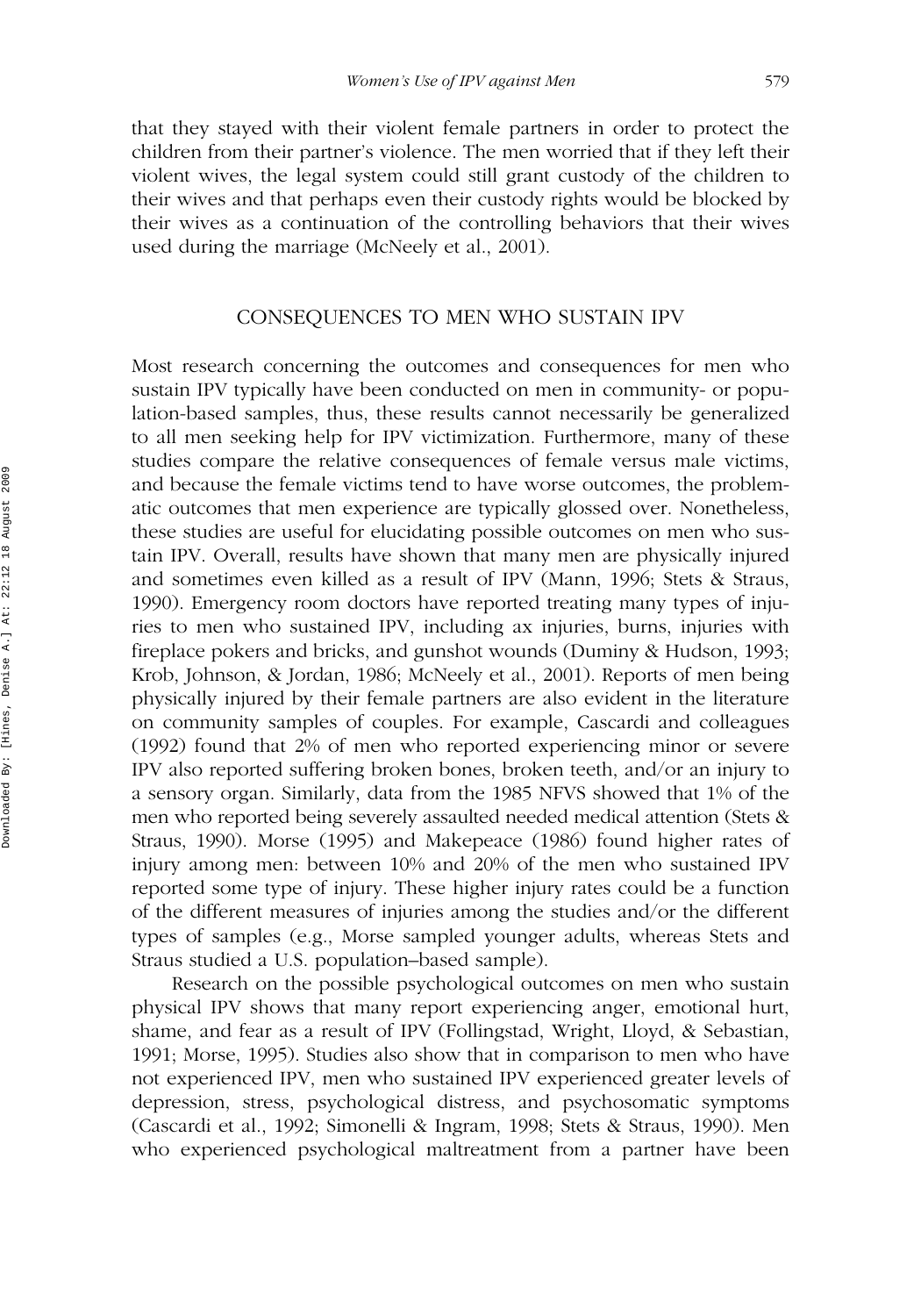that they stayed with their violent female partners in order to protect the children from their partner's violence. The men worried that if they left their violent wives, the legal system could still grant custody of the children to their wives and that perhaps even their custody rights would be blocked by their wives as a continuation of the controlling behaviors that their wives used during the marriage (McNeely et al., 2001).

## CONSEQUENCES TO MEN WHO SUSTAIN IPV

Most research concerning the outcomes and consequences for men who sustain IPV typically have been conducted on men in community- or population-based samples, thus, these results cannot necessarily be generalized to all men seeking help for IPV victimization. Furthermore, many of these studies compare the relative consequences of female versus male victims, and because the female victims tend to have worse outcomes, the problematic outcomes that men experience are typically glossed over. Nonetheless, these studies are useful for elucidating possible outcomes on men who sustain IPV. Overall, results have shown that many men are physically injured and sometimes even killed as a result of IPV (Mann, 1996; Stets & Straus, 1990). Emergency room doctors have reported treating many types of injuries to men who sustained IPV, including ax injuries, burns, injuries with fireplace pokers and bricks, and gunshot wounds (Duminy & Hudson, 1993; Krob, Johnson, & Jordan, 1986; McNeely et al., 2001). Reports of men being physically injured by their female partners are also evident in the literature on community samples of couples. For example, Cascardi and colleagues (1992) found that 2% of men who reported experiencing minor or severe IPV also reported suffering broken bones, broken teeth, and/or an injury to a sensory organ. Similarly, data from the 1985 NFVS showed that 1% of the men who reported being severely assaulted needed medical attention (Stets & Straus, 1990). Morse (1995) and Makepeace (1986) found higher rates of injury among men: between 10% and 20% of the men who sustained IPV reported some type of injury. These higher injury rates could be a function of the different measures of injuries among the studies and/or the different types of samples (e.g., Morse sampled younger adults, whereas Stets and Straus studied a U.S. population–based sample).

Research on the possible psychological outcomes on men who sustain physical IPV shows that many report experiencing anger, emotional hurt, shame, and fear as a result of IPV (Follingstad, Wright, Lloyd, & Sebastian, 1991; Morse, 1995). Studies also show that in comparison to men who have not experienced IPV, men who sustained IPV experienced greater levels of depression, stress, psychological distress, and psychosomatic symptoms (Cascardi et al., 1992; Simonelli & Ingram, 1998; Stets & Straus, 1990). Men who experienced psychological maltreatment from a partner have been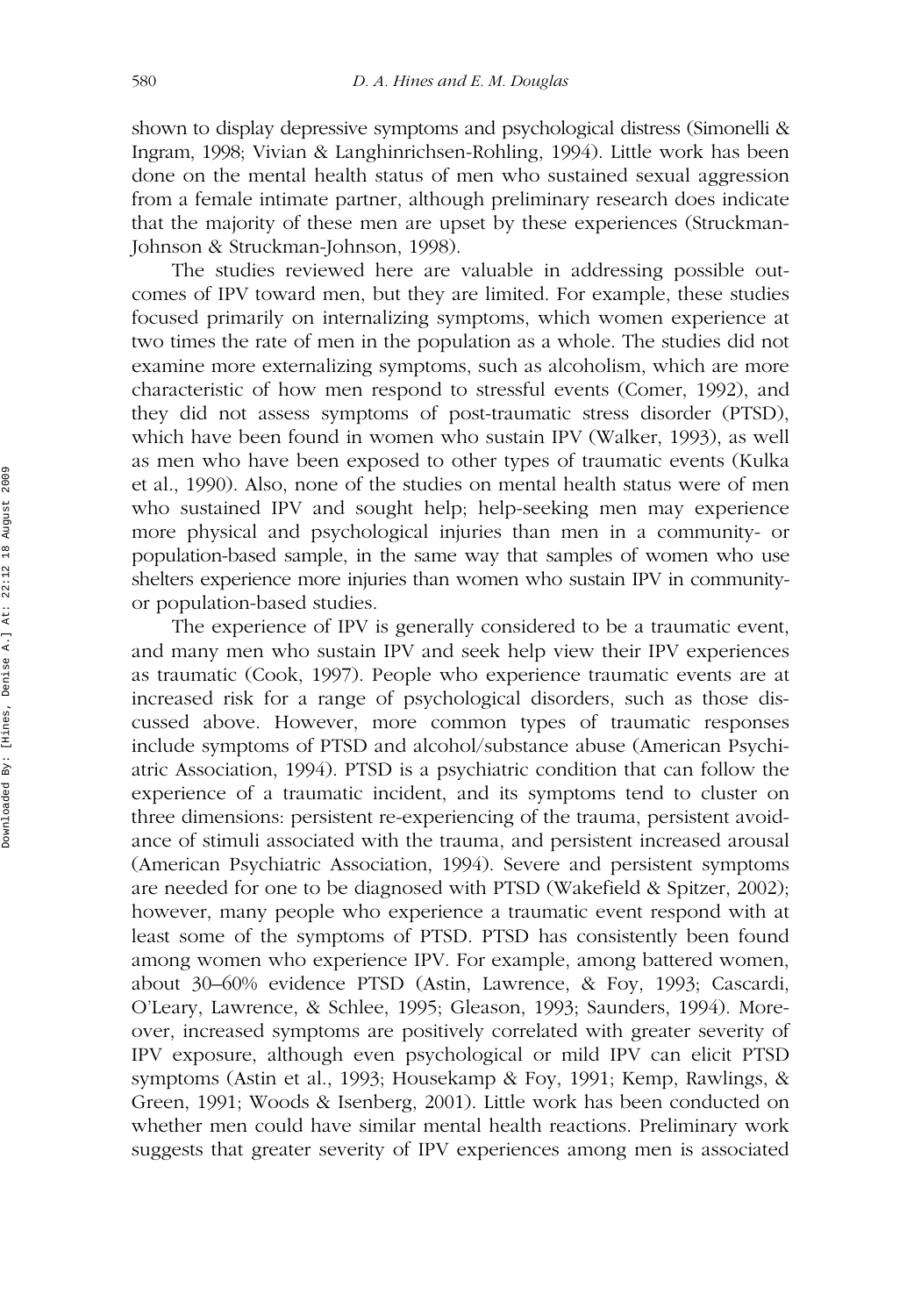shown to display depressive symptoms and psychological distress (Simonelli & Ingram, 1998; Vivian & Langhinrichsen-Rohling, 1994). Little work has been done on the mental health status of men who sustained sexual aggression from a female intimate partner, although preliminary research does indicate that the majority of these men are upset by these experiences (Struckman-Johnson & Struckman-Johnson, 1998).

The studies reviewed here are valuable in addressing possible outcomes of IPV toward men, but they are limited. For example, these studies focused primarily on internalizing symptoms, which women experience at two times the rate of men in the population as a whole. The studies did not examine more externalizing symptoms, such as alcoholism, which are more characteristic of how men respond to stressful events (Comer, 1992), and they did not assess symptoms of post-traumatic stress disorder (PTSD), which have been found in women who sustain IPV (Walker, 1993), as well as men who have been exposed to other types of traumatic events (Kulka et al., 1990). Also, none of the studies on mental health status were of men who sustained IPV and sought help; help-seeking men may experience more physical and psychological injuries than men in a community- or population-based sample, in the same way that samples of women who use shelters experience more injuries than women who sustain IPV in community- or population-based studies.

The experience of IPV is generally considered to be a traumatic event, and many men who sustain IPV and seek help view their IPV experiences as traumatic (Cook, 1997). People who experience traumatic events are at increased risk for a range of psychological disorders, such as those discussed above. However, more common types of traumatic responses include symptoms of PTSD and alcohol/substance abuse (American Psychiatric Association, 1994). PTSD is a psychiatric condition that can follow the experience of a traumatic incident, and its symptoms tend to cluster on three dimensions: persistent re-experiencing of the trauma, persistent avoidance of stimuli associated with the trauma, and persistent increased arousal (American Psychiatric Association, 1994). Severe and persistent symptoms are needed for one to be diagnosed with PTSD (Wakefield & Spitzer, 2002); however, many people who experience a traumatic event respond with at least some of the symptoms of PTSD. PTSD has consistently been found among women who experience IPV. For example, among battered women, about 30–60% evidence PTSD (Astin, Lawrence, & Foy, 1993; Cascardi, O'Leary, Lawrence, & Schlee, 1995; Gleason, 1993; Saunders, 1994). Moreover, increased symptoms are positively correlated with greater severity of IPV exposure, although even psychological or mild IPV can elicit PTSD symptoms (Astin et al., 1993; Housekamp & Foy, 1991; Kemp, Rawlings, & Green, 1991; Woods & Isenberg, 2001). Little work has been conducted on whether men could have similar mental health reactions. Preliminary work suggests that greater severity of IPV experiences among men is associated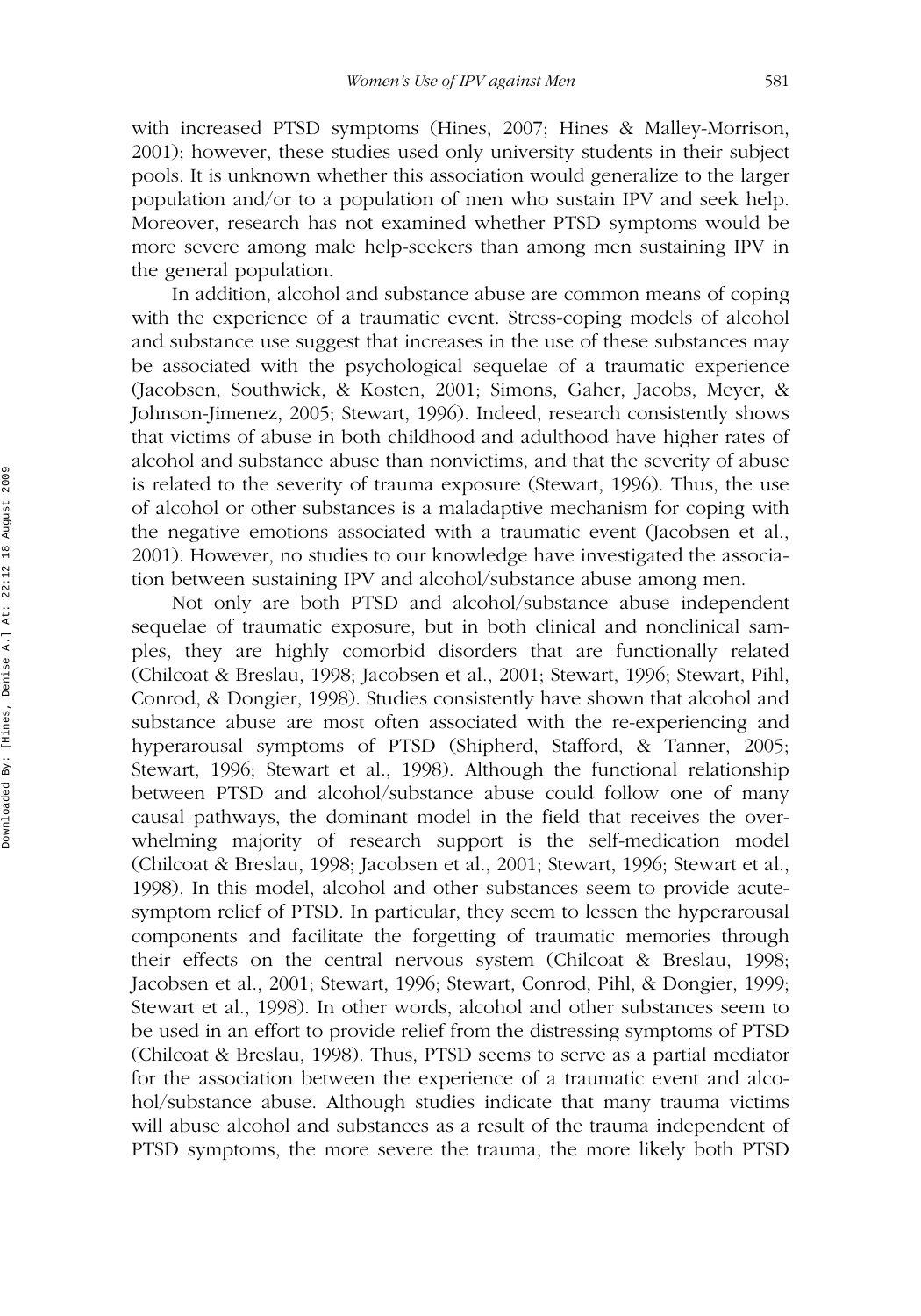with increased PTSD symptoms (Hines, 2007; Hines & Malley-Morrison, 2001); however, these studies used only university students in their subject pools. It is unknown whether this association would generalize to the larger population and/or to a population of men who sustain IPV and seek help. Moreover, research has not examined whether PTSD symptoms would be more severe among male help-seekers than among men sustaining IPV in the general population.

In addition, alcohol and substance abuse are common means of coping with the experience of a traumatic event. Stress-coping models of alcohol and substance use suggest that increases in the use of these substances may be associated with the psychological sequelae of a traumatic experience (Jacobsen, Southwick, & Kosten, 2001; Simons, Gaher, Jacobs, Meyer, & Johnson-Jimenez, 2005; Stewart, 1996). Indeed, research consistently shows that victims of abuse in both childhood and adulthood have higher rates of alcohol and substance abuse than nonvictims, and that the severity of abuse is related to the severity of trauma exposure (Stewart, 1996). Thus, the use of alcohol or other substances is a maladaptive mechanism for coping with the negative emotions associated with a traumatic event (Jacobsen et al., 2001). However, no studies to our knowledge have investigated the association between sustaining IPV and alcohol/substance abuse among men.

Not only are both PTSD and alcohol/substance abuse independent sequelae of traumatic exposure, but in both clinical and nonclinical samples, they are highly comorbid disorders that are functionally related (Chilcoat & Breslau, 1998; Jacobsen et al., 2001; Stewart, 1996; Stewart, Pihl, Conrod, & Dongier, 1998). Studies consistently have shown that alcohol and substance abuse are most often associated with the re-experiencing and hyperarousal symptoms of PTSD (Shipherd, Stafford, & Tanner, 2005; Stewart, 1996; Stewart et al., 1998). Although the functional relationship between PTSD and alcohol/substance abuse could follow one of many causal pathways, the dominant model in the field that receives the overwhelming majority of research support is the self-medication model (Chilcoat & Breslau, 1998; Jacobsen et al., 2001; Stewart, 1996; Stewart et al., 1998). In this model, alcohol and other substances seem to provide acute-symptom relief of PTSD. In particular, they seem to lessen the hyperarousal components and facilitate the forgetting of traumatic memories through their effects on the central nervous system (Chilcoat & Breslau, 1998; Jacobsen et al., 2001; Stewart, 1996; Stewart, Conrod, Pihl, & Dongier, 1999; Stewart et al., 1998). In other words, alcohol and other substances seem to be used in an effort to provide relief from the distressing symptoms of PTSD (Chilcoat & Breslau, 1998). Thus, PTSD seems to serve as a partial mediator for the association between the experience of a traumatic event and alcohol/substance abuse. Although studies indicate that many trauma victims will abuse alcohol and substances as a result of the trauma independent of PTSD symptoms, the more severe the trauma, the more likely both PTSD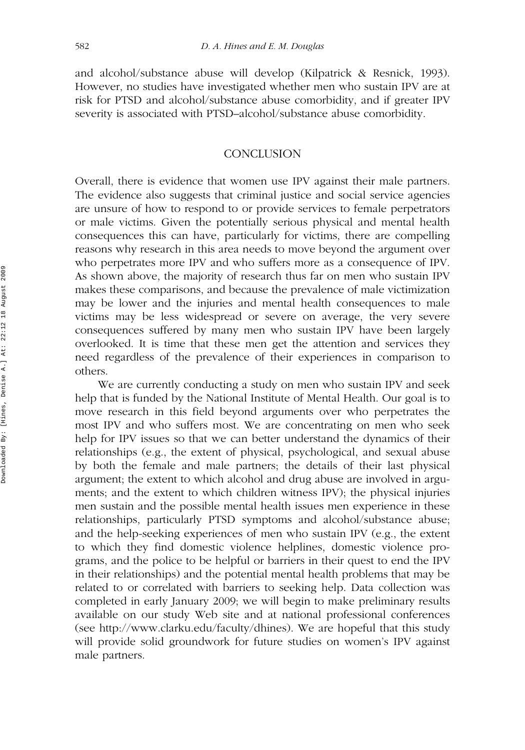and alcohol/substance abuse will develop (Kilpatrick & Resnick, 1993). However, no studies have investigated whether men who sustain IPV are at risk for PTSD and alcohol/substance abuse comorbidity, and if greater IPV severity is associated with PTSD–alcohol/substance abuse comorbidity.

## CONCLUSION

Overall, there is evidence that women use IPV against their male partners. The evidence also suggests that criminal justice and social service agencies are unsure of how to respond to or provide services to female perpetrators or male victims. Given the potentially serious physical and mental health consequences this can have, particularly for victims, there are compelling reasons why research in this area needs to move beyond the argument over who perpetrates more IPV and who suffers more as a consequence of IPV. As shown above, the majority of research thus far on men who sustain IPV makes these comparisons, and because the prevalence of male victimization may be lower and the injuries and mental health consequences to male victims may be less widespread or severe on average, the very severe consequences suffered by many men who sustain IPV have been largely overlooked. It is time that these men get the attention and services they need regardless of the prevalence of their experiences in comparison to others.

We are currently conducting a study on men who sustain IPV and seek help that is funded by the National Institute of Mental Health. Our goal is to move research in this field beyond arguments over who perpetrates the most IPV and who suffers most. We are concentrating on men who seek help for IPV issues so that we can better understand the dynamics of their relationships (e.g., the extent of physical, psychological, and sexual abuse by both the female and male partners; the details of their last physical argument; the extent to which alcohol and drug abuse are involved in arguments; and the extent to which children witness IPV); the physical injuries men sustain and the possible mental health issues men experience in these relationships, particularly PTSD symptoms and alcohol/substance abuse; and the help-seeking experiences of men who sustain IPV (e.g., the extent to which they find domestic violence helplines, domestic violence programs, and the police to be helpful or barriers in their quest to end the IPV in their relationships) and the potential mental health problems that may be related to or correlated with barriers to seeking help. Data collection was completed in early January 2009; we will begin to make preliminary results available on our study Web site and at national professional conferences (see http://www.clarku.edu/faculty/dhines). We are hopeful that this study will provide solid groundwork for future studies on women's IPV against male partners.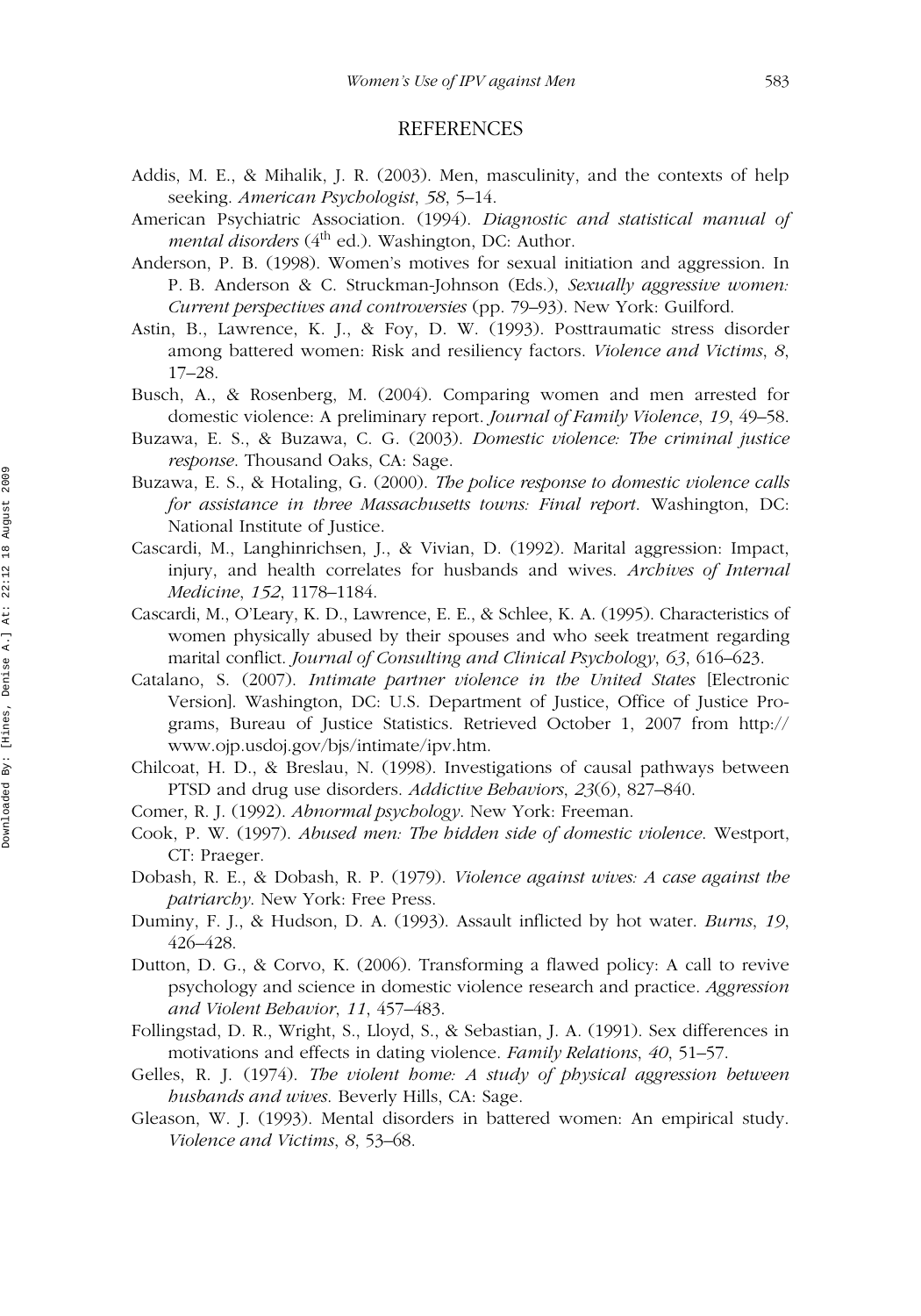# REFERENCES

Addis, M. E., & Mihalik, J. R. (2003). Men, masculinity, and the contexts of help seeking. *American Psychologist*, *58*, 5–14.

American Psychiatric Association. (1994). *Diagnostic and statistical manual of mental disorders* (4th ed.). Washington, DC: Author.

Anderson, P. B. (1998). Women's motives for sexual initiation and aggression. In P. B. Anderson & C. Struckman-Johnson (Eds.), *Sexually aggressive women: Current perspectives and controversies* (pp. 79–93). New York: Guilford.

Astin, B., Lawrence, K. J., & Foy, D. W. (1993). Posttraumatic stress disorder among battered women: Risk and resiliency factors. *Violence and Victims*, *8*, 17–28.

Busch, A., & Rosenberg, M. (2004). Comparing women and men arrested for domestic violence: A preliminary report. *Journal of Family Violence*, *19*, 49–58.

Buzawa, E. S., & Buzawa, C. G. (2003). *Domestic violence: The criminal justice response*. Thousand Oaks, CA: Sage.

Buzawa, E. S., & Hotaling, G. (2000). *The police response to domestic violence calls for assistance in three Massachusetts towns: Final report*. Washington, DC: National Institute of Justice.

Cascardi, M., Langhinrichsen, J., & Vivian, D. (1992). Marital aggression: Impact, injury, and health correlates for husbands and wives. *Archives of Internal Medicine*, *152*, 1178–1184.

Cascardi, M., O'Leary, K. D., Lawrence, E. E., & Schlee, K. A. (1995). Characteristics of women physically abused by their spouses and who seek treatment regarding marital conflict. *Journal of Consulting and Clinical Psychology*, *63*, 616–623.

Catalano, S. (2007). *Intimate partner violence in the United States* [Electronic Version]. Washington, DC: U.S. Department of Justice, Office of Justice Programs, Bureau of Justice Statistics. Retrieved October 1, 2007 from http://www.ojp.usdoj.gov/bjs/intimate/ipv.htm.

Chilcoat, H. D., & Breslau, N. (1998). Investigations of causal pathways between PTSD and drug use disorders. *Addictive Behaviors*, *23*(6), 827–840.

Comer, R. J. (1992). *Abnormal psychology*. New York: Freeman.

Cook, P. W. (1997). *Abused men: The hidden side of domestic violence*. Westport, CT: Praeger.

Dobash, R. E., & Dobash, R. P. (1979). *Violence against wives: A case against the patriarchy*. New York: Free Press.

Duminy, F. J., & Hudson, D. A. (1993). Assault inflicted by hot water. *Burns*, *19*, 426–428.

Dutton, D. G., & Corvo, K. (2006). Transforming a flawed policy: A call to revive psychology and science in domestic violence research and practice. *Aggression and Violent Behavior*, *11*, 457–483.

Follingstad, D. R., Wright, S., Lloyd, S., & Sebastian, J. A. (1991). Sex differences in motivations and effects in dating violence. *Family Relations*, *40*, 51–57.

Gelles, R. J. (1974). *The violent home: A study of physical aggression between husbands and wives*. Beverly Hills, CA: Sage.

Gleason, W. J. (1993). Mental disorders in battered women: An empirical study. *Violence and Victims*, *8*, 53–68.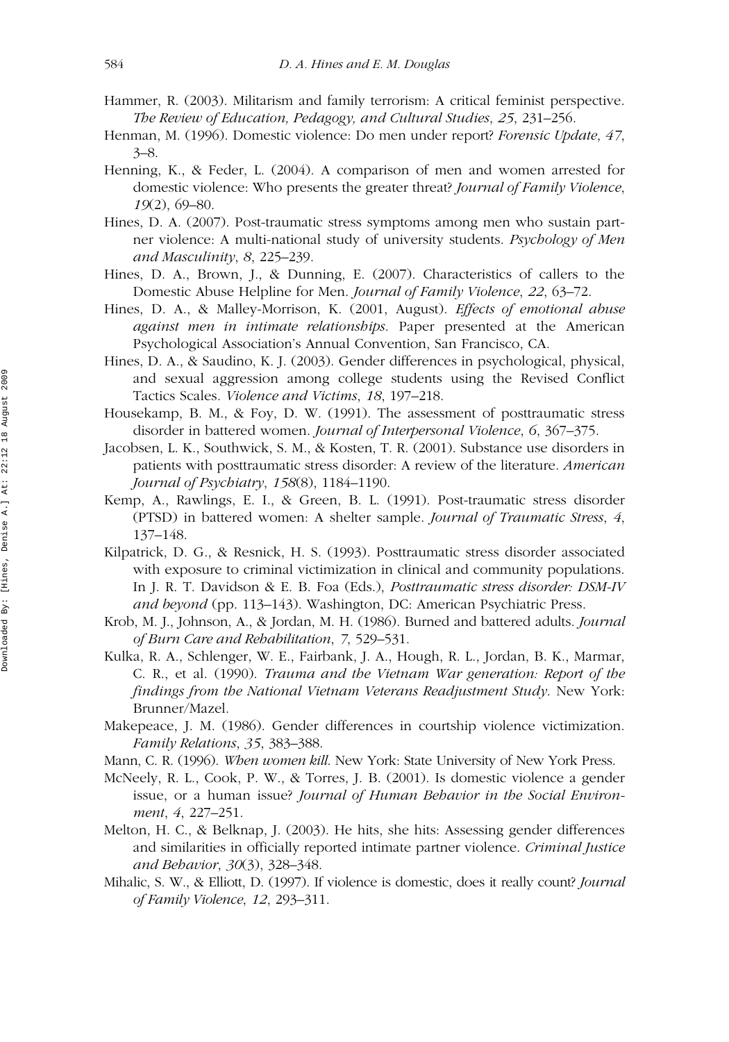Hammer, R. (2003). Militarism and family terrorism: A critical feminist perspective. *The Review of Education, Pedagogy, and Cultural Studies*, *25*, 231–256.

Henman, M. (1996). Domestic violence: Do men under report? *Forensic Update*, *47*, 3–8.

Henning, K., & Feder, L. (2004). A comparison of men and women arrested for domestic violence: Who presents the greater threat? *Journal of Family Violence*, *19*(2), 69–80.

Hines, D. A. (2007). Post-traumatic stress symptoms among men who sustain partner violence: A multi-national study of university students. *Psychology of Men and Masculinity*, *8*, 225–239.

Hines, D. A., Brown, J., & Dunning, E. (2007). Characteristics of callers to the Domestic Abuse Helpline for Men. *Journal of Family Violence*, *22*, 63–72.

Hines, D. A., & Malley-Morrison, K. (2001, August). *Effects of emotional abuse against men in intimate relationships*. Paper presented at the American Psychological Association's Annual Convention, San Francisco, CA.

Hines, D. A., & Saudino, K. J. (2003). Gender differences in psychological, physical, and sexual aggression among college students using the Revised Conflict Tactics Scales. *Violence and Victims*, *18*, 197–218.

Housekamp, B. M., & Foy, D. W. (1991). The assessment of posttraumatic stress disorder in battered women. *Journal of Interpersonal Violence*, *6*, 367–375.

Jacobsen, L. K., Southwick, S. M., & Kosten, T. R. (2001). Substance use disorders in patients with posttraumatic stress disorder: A review of the literature. *American Journal of Psychiatry*, *158*(8), 1184–1190.

Kemp, A., Rawlings, E. I., & Green, B. L. (1991). Post-traumatic stress disorder (PTSD) in battered women: A shelter sample. *Journal of Traumatic Stress*, *4*, 137–148.

Kilpatrick, D. G., & Resnick, H. S. (1993). Posttraumatic stress disorder associated with exposure to criminal victimization in clinical and community populations. In J. R. T. Davidson & E. B. Foa (Eds.), *Posttraumatic stress disorder: DSM-IV and beyond* (pp. 113–143). Washington, DC: American Psychiatric Press.

Krob, M. J., Johnson, A., & Jordan, M. H. (1986). Burned and battered adults. *Journal of Burn Care and Rehabilitation*, *7*, 529–531.

Kulka, R. A., Schlenger, W. E., Fairbank, J. A., Hough, R. L., Jordan, B. K., Marmar, C. R., et al. (1990). *Trauma and the Vietnam War generation: Report of the findings from the National Vietnam Veterans Readjustment Study*. New York: Brunner/Mazel.

Makepeace, J. M. (1986). Gender differences in courtship violence victimization. *Family Relations*, *35*, 383–388.

Mann, C. R. (1996). *When women kill*. New York: State University of New York Press.

McNeely, R. L., Cook, P. W., & Torres, J. B. (2001). Is domestic violence a gender issue, or a human issue? *Journal of Human Behavior in the Social Environment*, *4*, 227–251.

Melton, H. C., & Belknap, J. (2003). He hits, she hits: Assessing gender differences and similarities in officially reported intimate partner violence. *Criminal Justice and Behavior*, *30*(3), 328–348.

Mihalic, S. W., & Elliott, D. (1997). If violence is domestic, does it really count? *Journal of Family Violence*, *12*, 293–311.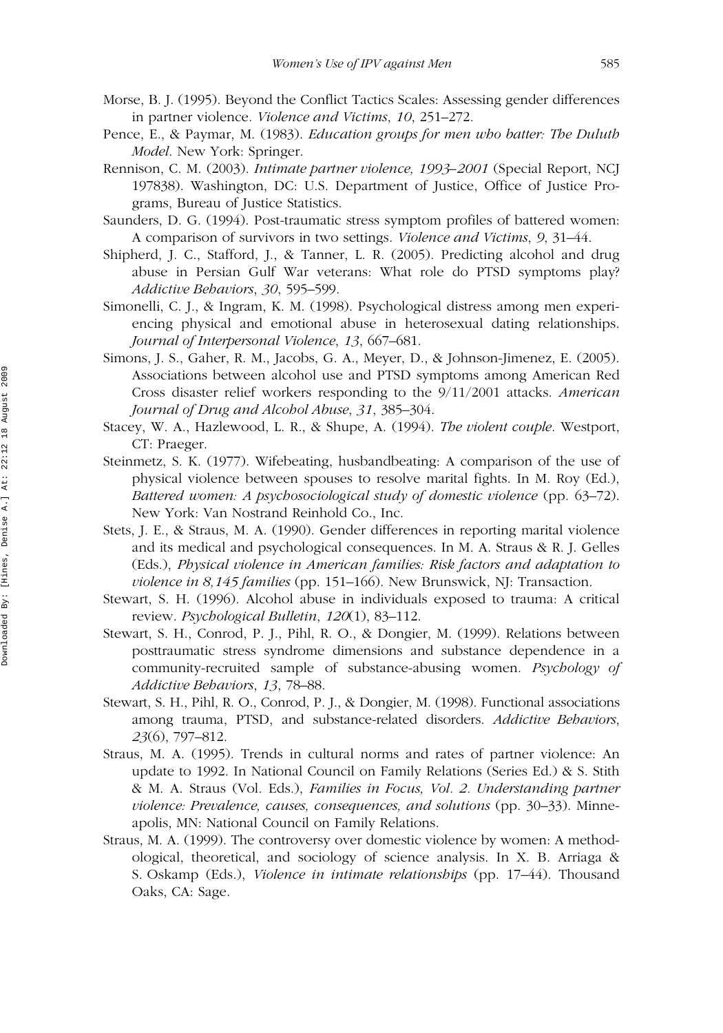Morse, B. J. (1995). Beyond the Conflict Tactics Scales: Assessing gender differences in partner violence. *Violence and Victims*, *10*, 251–272.

Pence, E., & Paymar, M. (1983). *Education groups for men who batter: The Duluth Model*. New York: Springer.

Rennison, C. M. (2003). *Intimate partner violence, 1993–2001* (Special Report, NCJ 197838). Washington, DC: U.S. Department of Justice, Office of Justice Programs, Bureau of Justice Statistics.

Saunders, D. G. (1994). Post-traumatic stress symptom profiles of battered women: A comparison of survivors in two settings. *Violence and Victims*, *9*, 31–44.

Shipherd, J. C., Stafford, J., & Tanner, L. R. (2005). Predicting alcohol and drug abuse in Persian Gulf War veterans: What role do PTSD symptoms play? *Addictive Behaviors*, *30*, 595–599.

Simonelli, C. J., & Ingram, K. M. (1998). Psychological distress among men experiencing physical and emotional abuse in heterosexual dating relationships. *Journal of Interpersonal Violence*, *13*, 667–681.

Simons, J. S., Gaher, R. M., Jacobs, G. A., Meyer, D., & Johnson-Jimenez, E. (2005). Associations between alcohol use and PTSD symptoms among American Red Cross disaster relief workers responding to the 9/11/2001 attacks. *American Journal of Drug and Alcohol Abuse*, *31*, 385–304.

Stacey, W. A., Hazlewood, L. R., & Shupe, A. (1994). *The violent couple*. Westport, CT: Praeger.

Steinmetz, S. K. (1977). Wifebeating, husbandbeating: A comparison of the use of physical violence between spouses to resolve marital fights. In M. Roy (Ed.), *Battered women: A psychosociological study of domestic violence* (pp. 63–72). New York: Van Nostrand Reinhold Co., Inc.

Stets, J. E., & Straus, M. A. (1990). Gender differences in reporting marital violence and its medical and psychological consequences. In M. A. Straus & R. J. Gelles (Eds.), *Physical violence in American families: Risk factors and adaptation to violence in 8,145 families* (pp. 151–166). New Brunswick, NJ: Transaction.

Stewart, S. H. (1996). Alcohol abuse in individuals exposed to trauma: A critical review. *Psychological Bulletin*, *120*(1), 83–112.

Stewart, S. H., Conrod, P. J., Pihl, R. O., & Dongier, M. (1999). Relations between posttraumatic stress syndrome dimensions and substance dependence in a community-recruited sample of substance-abusing women. *Psychology of Addictive Behaviors*, *13*, 78–88.

Stewart, S. H., Pihl, R. O., Conrod, P. J., & Dongier, M. (1998). Functional associations among trauma, PTSD, and substance-related disorders. *Addictive Behaviors*, *23*(6), 797–812.

Straus, M. A. (1995). Trends in cultural norms and rates of partner violence: An update to 1992. In National Council on Family Relations (Series Ed.) & S. Stith & M. A. Straus (Vol. Eds.), *Families in Focus, Vol. 2. Understanding partner violence: Prevalence, causes, consequences, and solutions* (pp. 30–33). Minneapolis, MN: National Council on Family Relations.

Straus, M. A. (1999). The controversy over domestic violence by women: A methodological, theoretical, and sociology of science analysis. In X. B. Arriaga & S. Oskamp (Eds.), *Violence in intimate relationships* (pp. 17–44). Thousand Oaks, CA: Sage.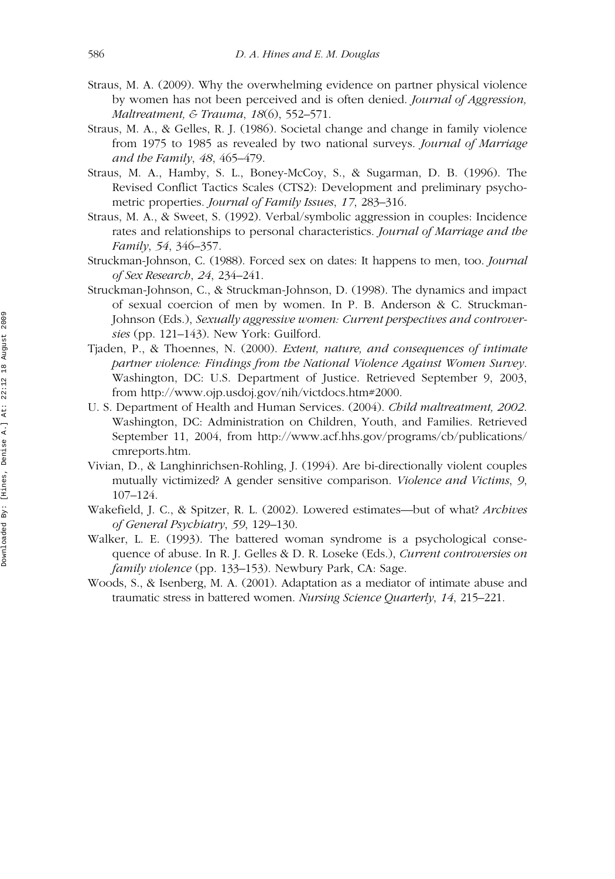Straus, M. A. (2009). Why the overwhelming evidence on partner physical violence by women has not been perceived and is often denied. *Journal of Aggression, Maltreatment, & Trauma*, *18*(6), 552–571.

Straus, M. A., & Gelles, R. J. (1986). Societal change and change in family violence from 1975 to 1985 as revealed by two national surveys. *Journal of Marriage and the Family*, *48*, 465–479.

Straus, M. A., Hamby, S. L., Boney-McCoy, S., & Sugarman, D. B. (1996). The Revised Conflict Tactics Scales (CTS2): Development and preliminary psychometric properties. *Journal of Family Issues*, *17*, 283–316.

Straus, M. A., & Sweet, S. (1992). Verbal/symbolic aggression in couples: Incidence rates and relationships to personal characteristics. *Journal of Marriage and the Family*, *54*, 346–357.

Struckman-Johnson, C. (1988). Forced sex on dates: It happens to men, too. *Journal of Sex Research*, *24*, 234–241.

Struckman-Johnson, C., & Struckman-Johnson, D. (1998). The dynamics and impact of sexual coercion of men by women. In P. B. Anderson & C. Struckman-Johnson (Eds.), *Sexually aggressive women: Current perspectives and controversies* (pp. 121–143). New York: Guilford.

Tjaden, P., & Thoennes, N. (2000). *Extent, nature, and consequences of intimate partner violence: Findings from the National Violence Against Women Survey*. Washington, DC: U.S. Department of Justice. Retrieved September 9, 2003, from http://www.ojp.usdoj.gov/nih/victdocs.htm#2000.

U. S. Department of Health and Human Services. (2004). *Child maltreatment, 2002*. Washington, DC: Administration on Children, Youth, and Families. Retrieved September 11, 2004, from http://www.acf.hhs.gov/programs/cb/publications/cmreports.htm.

Vivian, D., & Langhinrichsen-Rohling, J. (1994). Are bi-directionally violent couples mutually victimized? A gender sensitive comparison. *Violence and Victims*, *9*, 107–124.

Wakefield, J. C., & Spitzer, R. L. (2002). Lowered estimates—but of what? *Archives of General Psychiatry*, *59*, 129–130.

Walker, L. E. (1993). The battered woman syndrome is a psychological consequence of abuse. In R. J. Gelles & D. R. Loseke (Eds.), *Current controversies on family violence* (pp. 133–153). Newbury Park, CA: Sage.

Woods, S., & Isenberg, M. A. (2001). Adaptation as a mediator of intimate abuse and traumatic stress in battered women. *Nursing Science Quarterly*, *14*, 215–221.